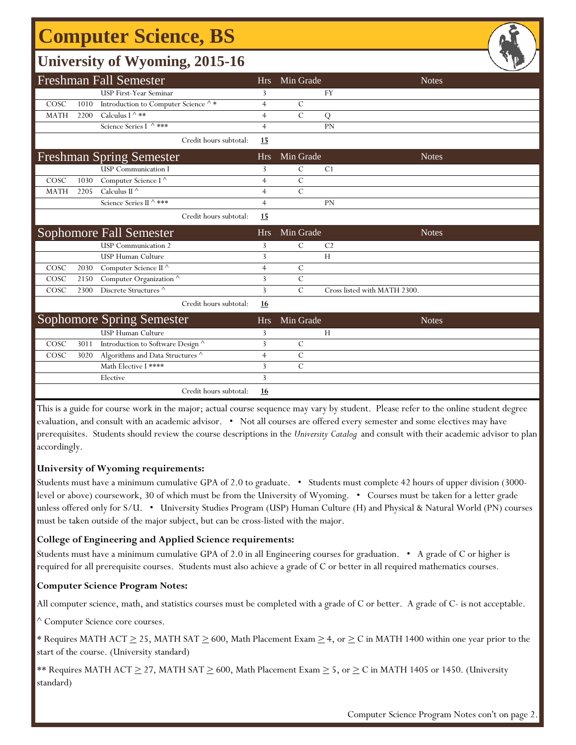# Computer Science, BS

## University of Wyoming, 2015-16

| Freshman Fall Semester | | | Hrs | Min Grade | Notes |
|---|---|---|---|---|---|
| | | USP First-Year Seminar | 3 | | FY |
| COSC | 1010 | Introduction to Computer Science ^ * | 4 | C | |
| MATH | 2200 | Calculus I ^ ** | 4 | C | Q |
| | | Science Series I ^ *** | 4 | | PN |
| | | Credit hours subtotal: | **15** | | |

| Freshman Spring Semester | | | Hrs | Min Grade | Notes |
|---|---|---|---|---|---|
| | | USP Communication I | 3 | C | C1 |
| COSC | 1030 | Computer Science I ^ | 4 | C | |
| MATH | 2205 | Calculus II ^ | 4 | C | |
| | | Science Series II ^ *** | 4 | | PN |
| | | Credit hours subtotal: | **15** | | |

| Sophomore Fall Semester | | | Hrs | Min Grade | Notes |
|---|---|---|---|---|---|
| | | USP Communication 2 | 3 | C | C2 |
| | | USP Human Culture | 3 | | H |
| COSC | 2030 | Computer Science II ^ | 4 | C | |
| COSC | 2150 | Computer Organization ^ | 3 | C | |
| COSC | 2300 | Discrete Structures ^ | 3 | C | Cross listed with MATH 2300. |
| | | Credit hours subtotal: | **16** | | |

| Sophomore Spring Semester | | | Hrs | Min Grade | Notes |
|---|---|---|---|---|---|
| | | USP Human Culture | 3 | | H |
| COSC | 3011 | Introduction to Software Design ^ | 3 | C | |
| COSC | 3020 | Algorithms and Data Structures ^ | 4 | C | |
| | | Math Elective I **** | 3 | C | |
| | | Elective | 3 | | |
| | | Credit hours subtotal: | **16** | | |

This is a guide for course work in the major; actual course sequence may vary by student. Please refer to the online student degree evaluation, and consult with an academic advisor. • Not all courses are offered every semester and some electives may have prerequisites. Students should review the course descriptions in the *University Catalog* and consult with their academic advisor to plan accordingly.

**University of Wyoming requirements:**

Students must have a minimum cumulative GPA of 2.0 to graduate. • Students must complete 42 hours of upper division (3000-level or above) coursework, 30 of which must be from the University of Wyoming. • Courses must be taken for a letter grade unless offered only for S/U. • University Studies Program (USP) Human Culture (H) and Physical & Natural World (PN) courses must be taken outside of the major subject, but can be cross-listed with the major.

**College of Engineering and Applied Science requirements:**

Students must have a minimum cumulative GPA of 2.0 in all Engineering courses for graduation. • A grade of C or higher is required for all prerequisite courses. Students must also achieve a grade of C or better in all required mathematics courses.

**Computer Science Program Notes:**

All computer science, math, and statistics courses must be completed with a grade of C or better. A grade of C- is not acceptable.

^ Computer Science core courses.

* Requires MATH ACT ≥ 25, MATH SAT ≥ 600, Math Placement Exam ≥ 4, or ≥ C in MATH 1400 within one year prior to the start of the course. (University standard)

** Requires MATH ACT ≥ 27, MATH SAT ≥ 600, Math Placement Exam ≥ 5, or ≥ C in MATH 1405 or 1450. (University standard)

Computer Science Program Notes con't on page 2.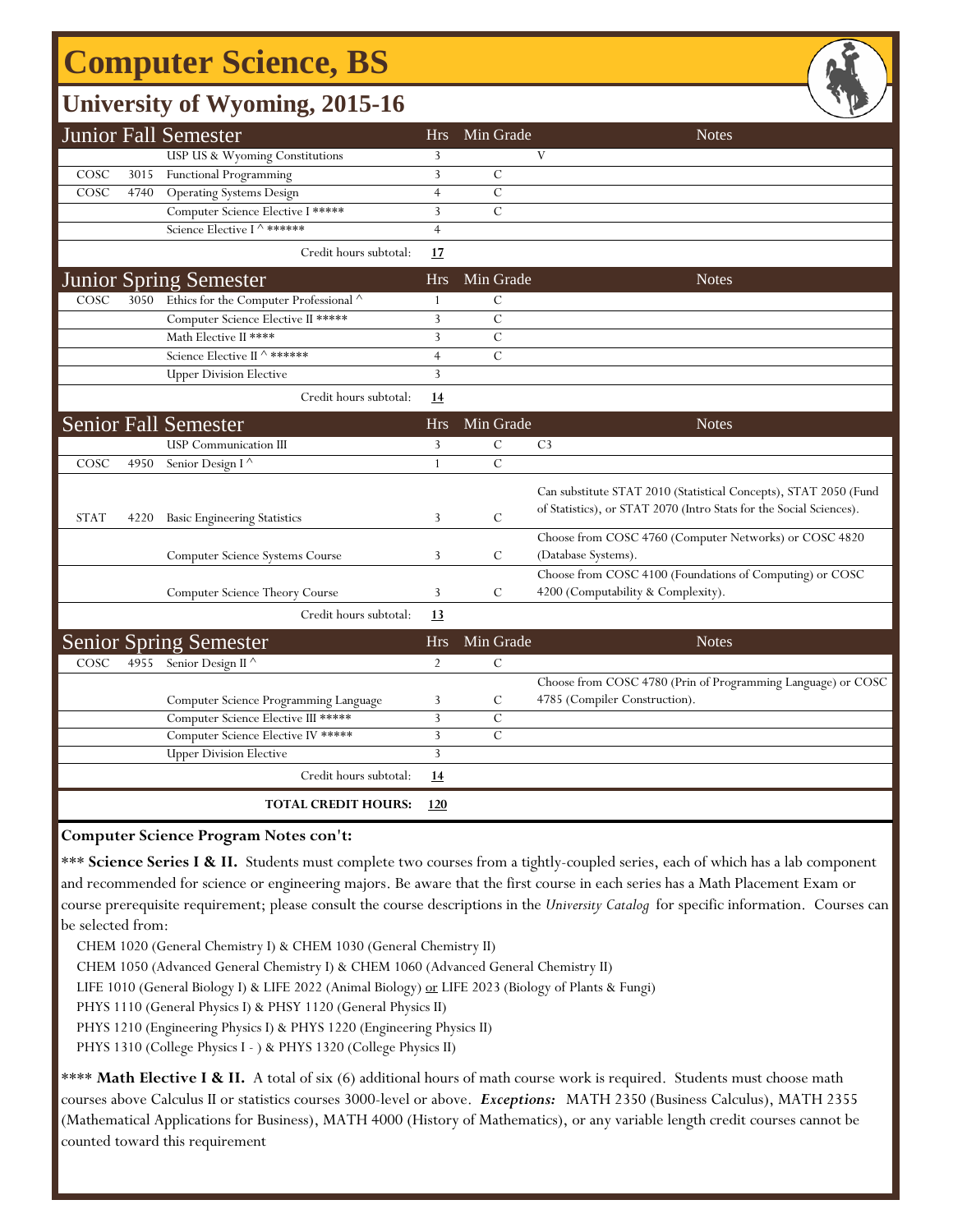# Computer Science, BS

## University of Wyoming, 2015-16

| Junior Fall Semester | | | Hrs | Min Grade | Notes |
|---|---|---|---|---|---|
| | | USP US & Wyoming Constitutions | 3 | | V |
| COSC | 3015 | Functional Programming | 3 | C | |
| COSC | 4740 | Operating Systems Design | 4 | C | |
| | | Computer Science Elective I ***** | 3 | C | |
| | | Science Elective I ^ ****** | 4 | | |
| | | Credit hours subtotal: | **17** | | |

| Junior Spring Semester | | | Hrs | Min Grade | Notes |
|---|---|---|---|---|---|
| COSC | 3050 | Ethics for the Computer Professional ^ | 1 | C | |
| | | Computer Science Elective II ***** | 3 | C | |
| | | Math Elective II **** | 3 | C | |
| | | Science Elective II ^ ****** | 4 | C | |
| | | Upper Division Elective | 3 | | |
| | | Credit hours subtotal: | **14** | | |

| Senior Fall Semester | | | Hrs | Min Grade | Notes |
|---|---|---|---|---|---|
| | | USP Communication III | 3 | C | C3 |
| COSC | 4950 | Senior Design I ^ | 1 | C | |
| STAT | 4220 | Basic Engineering Statistics | 3 | C | Can substitute STAT 2010 (Statistical Concepts), STAT 2050 (Fund of Statistics), or STAT 2070 (Intro Stats for the Social Sciences). |
| | | Computer Science Systems Course | 3 | C | Choose from COSC 4760 (Computer Networks) or COSC 4820 (Database Systems). |
| | | Computer Science Theory Course | 3 | C | Choose from COSC 4100 (Foundations of Computing) or COSC 4200 (Computability & Complexity). |
| | | Credit hours subtotal: | **13** | | |

| Senior Spring Semester | | | Hrs | Min Grade | Notes |
|---|---|---|---|---|---|
| COSC | 4955 | Senior Design II ^ | 2 | C | |
| | | Computer Science Programming Language | 3 | C | Choose from COSC 4780 (Prin of Programming Language) or COSC 4785 (Compiler Construction). |
| | | Computer Science Elective III ***** | 3 | C | |
| | | Computer Science Elective IV ***** | 3 | C | |
| | | Upper Division Elective | 3 | | |
| | | Credit hours subtotal: | **14** | | |
| | | **TOTAL CREDIT HOURS:** | **120** | | |

**Computer Science Program Notes con't:**

*** **Science Series I & II.** Students must complete two courses from a tightly-coupled series, each of which has a lab component and recommended for science or engineering majors. Be aware that the first course in each series has a Math Placement Exam or course prerequisite requirement; please consult the course descriptions in the *University Catalog* for specific information. Courses can be selected from:

CHEM 1020 (General Chemistry I) & CHEM 1030 (General Chemistry II)
CHEM 1050 (Advanced General Chemistry I) & CHEM 1060 (Advanced General Chemistry II)
LIFE 1010 (General Biology I) & LIFE 2022 (Animal Biology) or LIFE 2023 (Biology of Plants & Fungi)
PHYS 1110 (General Physics I) & PHSY 1120 (General Physics II)
PHYS 1210 (Engineering Physics I) & PHYS 1220 (Engineering Physics II)
PHYS 1310 (College Physics I - ) & PHYS 1320 (College Physics II)

**** **Math Elective I & II.** A total of six (6) additional hours of math course work is required. Students must choose math courses above Calculus II or statistics courses 3000-level or above. ***Exceptions:*** MATH 2350 (Business Calculus), MATH 2355 (Mathematical Applications for Business), MATH 4000 (History of Mathematics), or any variable length credit courses cannot be counted toward this requirement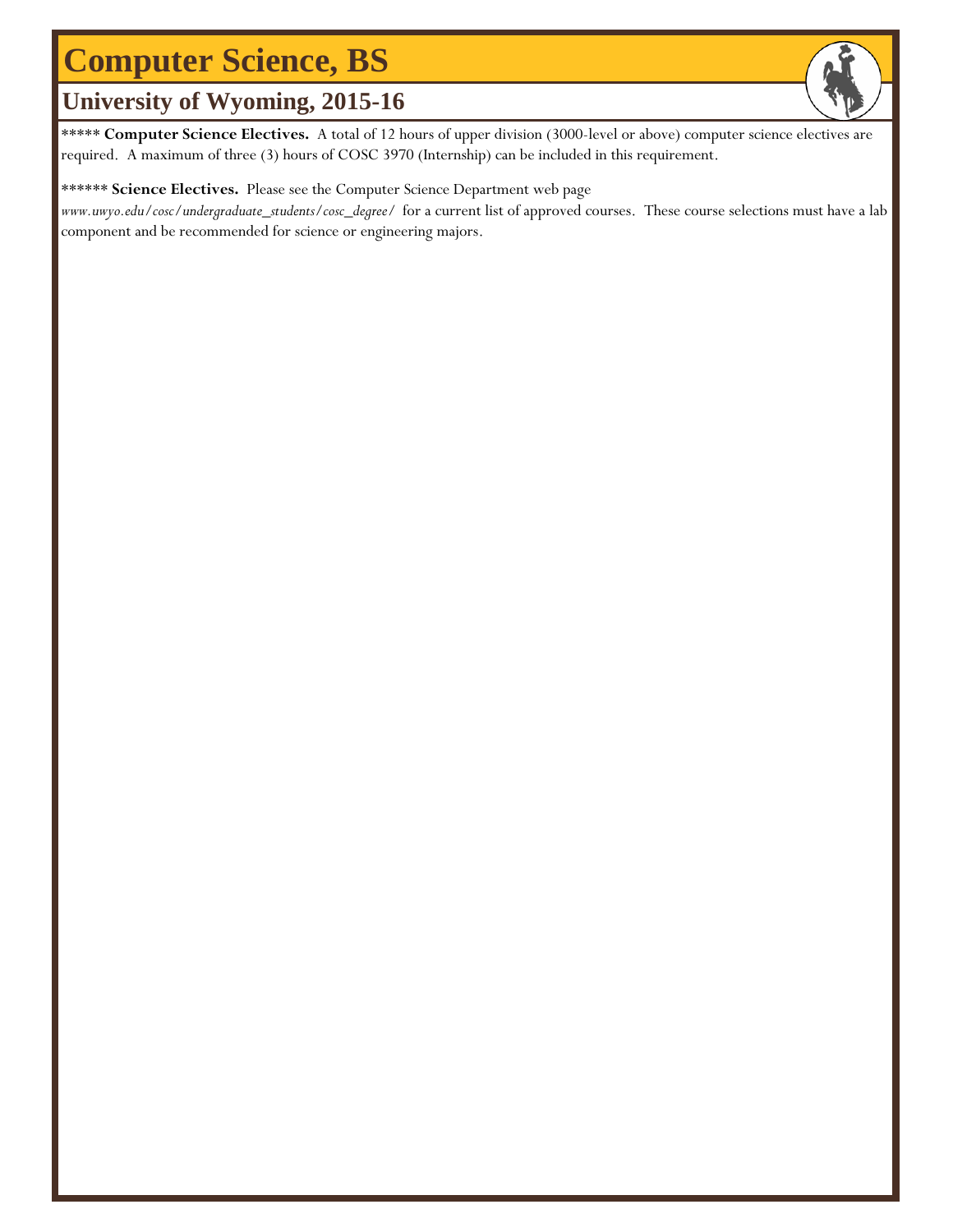# Computer Science, BS

## University of Wyoming, 2015-16

***** **Computer Science Electives.** A total of 12 hours of upper division (3000-level or above) computer science electives are required. A maximum of three (3) hours of COSC 3970 (Internship) can be included in this requirement.

****** **Science Electives.** Please see the Computer Science Department web page *www.uwyo.edu/cosc/undergraduate_students/cosc_degree/* for a current list of approved courses. These course selections must have a lab component and be recommended for science or engineering majors.